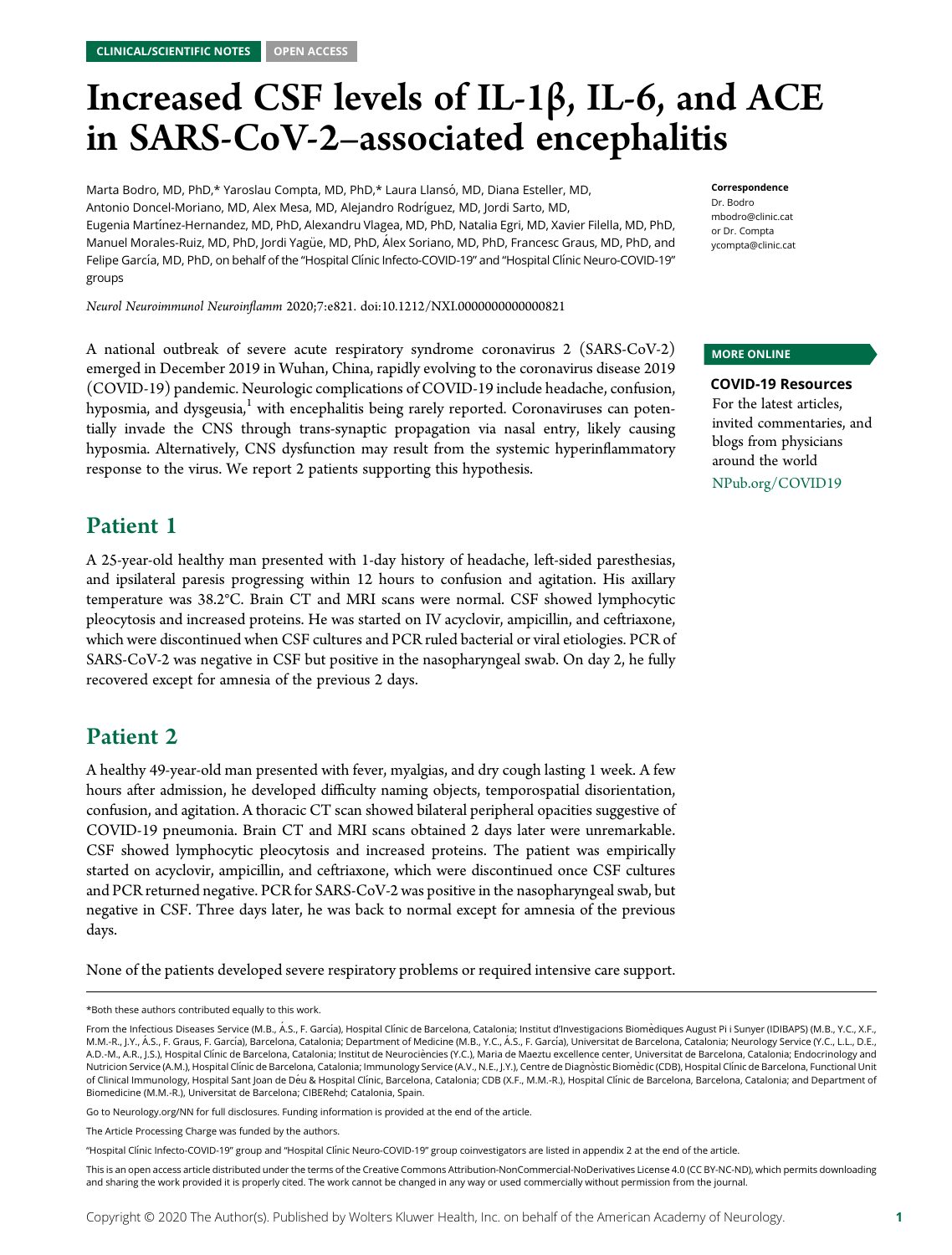CLINICAL/SCIENTIFIC NOTES OPEN ACCESS

# Increased CSF levels of IL-1β, IL-6, and ACE in SARS-CoV-2–associated encephalitis

Marta Bodro, MD, PhD,* Yaroslau Compta, MD, PhD,* Laura Llansó, MD, Diana Esteller, MD, Antonio Doncel-Moriano, MD, Alex Mesa, MD, Alejandro Rodríguez, MD, Jordi Sarto, MD, Eugenia Martínez-Hernandez, MD, PhD, Alexandru Vlagea, MD, PhD, Natalia Egri, MD, Xavier Filella, MD, PhD, Manuel Morales-Ruiz, MD, PhD, Jordi Yagüe, MD, PhD, Àlex Soriano, MD, PhD, Francesc Graus, MD, PhD, and Felipe García, MD, PhD, on behalf of the "Hospital Clínic Infecto-COVID-19" and "Hospital Clínic Neuro-COVID-19" groups

*Neurol Neuroimmunol Neuroinflamm* 2020;7:e821. doi:10.1212/NXI.0000000000000821

**Correspondence**
Dr. Bodro
mbodro@clinic.cat
or Dr. Compta
ycompta@clinic.cat

**MORE ONLINE**

**COVID-19 Resources**
For the latest articles, invited commentaries, and blogs from physicians around the world
NPub.org/COVID19

A national outbreak of severe acute respiratory syndrome coronavirus 2 (SARS-CoV-2) emerged in December 2019 in Wuhan, China, rapidly evolving to the coronavirus disease 2019 (COVID-19) pandemic. Neurologic complications of COVID-19 include headache, confusion, hyposmia, and dysgeusia,[1] with encephalitis being rarely reported. Coronaviruses can potentially invade the CNS through trans-synaptic propagation via nasal entry, likely causing hyposmia. Alternatively, CNS dysfunction may result from the systemic hyperinflammatory response to the virus. We report 2 patients supporting this hypothesis.

## Patient 1

A 25-year-old healthy man presented with 1-day history of headache, left-sided paresthesias, and ipsilateral paresis progressing within 12 hours to confusion and agitation. His axillary temperature was 38.2°C. Brain CT and MRI scans were normal. CSF showed lymphocytic pleocytosis and increased proteins. He was started on IV acyclovir, ampicillin, and ceftriaxone, which were discontinued when CSF cultures and PCR ruled bacterial or viral etiologies. PCR of SARS-CoV-2 was negative in CSF but positive in the nasopharyngeal swab. On day 2, he fully recovered except for amnesia of the previous 2 days.

## Patient 2

A healthy 49-year-old man presented with fever, myalgias, and dry cough lasting 1 week. A few hours after admission, he developed difficulty naming objects, temporospatial disorientation, confusion, and agitation. A thoracic CT scan showed bilateral peripheral opacities suggestive of COVID-19 pneumonia. Brain CT and MRI scans obtained 2 days later were unremarkable. CSF showed lymphocytic pleocytosis and increased proteins. The patient was empirically started on acyclovir, ampicillin, and ceftriaxone, which were discontinued once CSF cultures and PCR returned negative. PCR for SARS-CoV-2 was positive in the nasopharyngeal swab, but negative in CSF. Three days later, he was back to normal except for amnesia of the previous days.

None of the patients developed severe respiratory problems or required intensive care support.

---

*Both these authors contributed equally to this work.

From the Infectious Diseases Service (M.B., À.S., F. García), Hospital Clínic de Barcelona, Catalonia; Institut d'Investigacions Biomèdiques August Pi i Sunyer (IDIBAPS) (M.B., Y.C., X.F., M.M.-R., J.Y., À.S., F. Graus, F. García), Barcelona, Catalonia; Department of Medicine (M.B., Y.C., À.S., F. García), Universitat de Barcelona, Catalonia; Neurology Service (Y.C., L.L., D.E., A.D.-M., A.R., J.S.), Hospital Clínic de Barcelona, Catalonia; Institut de Neurociències (Y.C.), Maria de Maeztu excellence center, Universitat de Barcelona, Catalonia; Endocrinology and Nutricion Service (A.M.), Hospital Clínic de Barcelona, Catalonia; Immunology Service (A.V., N.E., J.Y.), Centre de Diagnòstic Biomèdic (CDB), Hospital Clínic de Barcelona, Functional Unit of Clinical Immunology, Hospital Sant Joan de Déu & Hospital Clínic, Barcelona, Catalonia; CDB (X.F., M.M.-R.), Hospital Clínic de Barcelona, Barcelona, Catalonia; and Department of Biomedicine (M.M.-R.), Universitat de Barcelona; CIBERehd; Catalonia, Spain.

Go to Neurology.org/NN for full disclosures. Funding information is provided at the end of the article.

The Article Processing Charge was funded by the authors.

"Hospital Clínic Infecto-COVID-19" group and "Hospital Clínic Neuro-COVID-19" group coinvestigators are listed in appendix 2 at the end of the article.

This is an open access article distributed under the terms of the Creative Commons Attribution-NonCommercial-NoDerivatives License 4.0 (CC BY-NC-ND), which permits downloading and sharing the work provided it is properly cited. The work cannot be changed in any way or used commercially without permission from the journal.

Copyright © 2020 The Author(s). Published by Wolters Kluwer Health, Inc. on behalf of the American Academy of Neurology.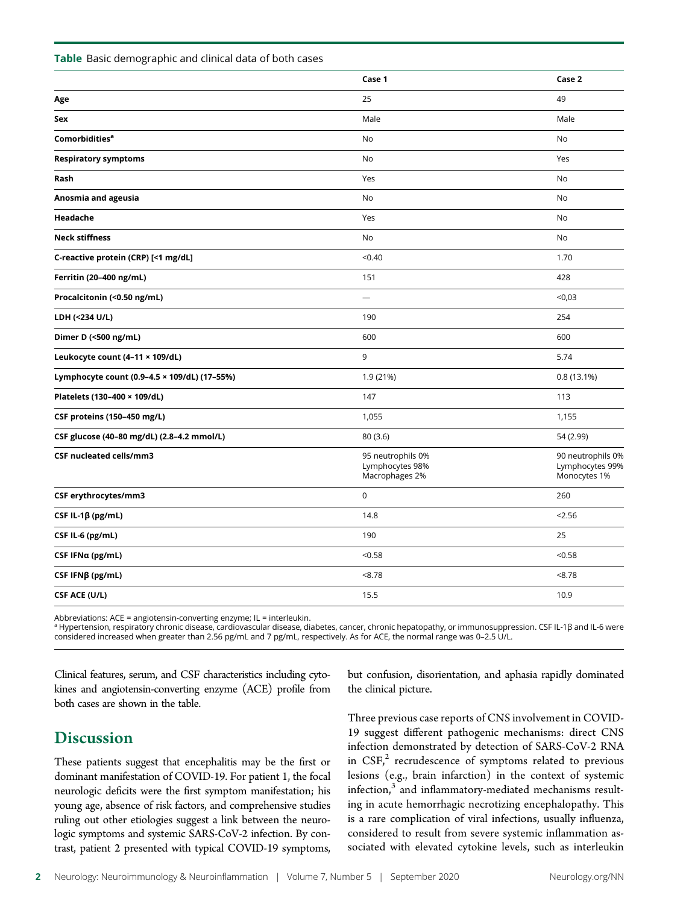**Table** Basic demographic and clinical data of both cases

| | Case 1 | Case 2 |
|---|---|---|
| **Age** | 25 | 49 |
| **Sex** | Male | Male |
| **Comorbidities**[a] | No | No |
| **Respiratory symptoms** | No | Yes |
| **Rash** | Yes | No |
| **Anosmia and ageusia** | No | No |
| **Headache** | Yes | No |
| **Neck stiffness** | No | No |
| **C-reactive protein (CRP) [<1 mg/dL]** | <0.40 | 1.70 |
| **Ferritin (20–400 ng/mL)** | 151 | 428 |
| **Procalcitonin (<0.50 ng/mL)** | — | <0,03 |
| **LDH (<234 U/L)** | 190 | 254 |
| **Dimer D (<500 ng/mL)** | 600 | 600 |
| **Leukocyte count (4–11 × 109/dL)** | 9 | 5.74 |
| **Lymphocyte count (0.9–4.5 × 109/dL) (17–55%)** | 1.9 (21%) | 0.8 (13.1%) |
| **Platelets (130–400 × 109/dL)** | 147 | 113 |
| **CSF proteins (150–450 mg/L)** | 1,055 | 1,155 |
| **CSF glucose (40–80 mg/dL) (2.8–4.2 mmol/L)** | 80 (3.6) | 54 (2.99) |
| **CSF nucleated cells/mm3** | 95 neutrophils 0% Lymphocytes 98% Macrophages 2% | 90 neutrophils 0% Lymphocytes 99% Monocytes 1% |
| **CSF erythrocytes/mm3** | 0 | 260 |
| **CSF IL-1β (pg/mL)** | 14.8 | <2.56 |
| **CSF IL-6 (pg/mL)** | 190 | 25 |
| **CSF IFNα (pg/mL)** | <0.58 | <0.58 |
| **CSF IFNβ (pg/mL)** | <8.78 | <8.78 |
| **CSF ACE (U/L)** | 15.5 | 10.9 |

Abbreviations: ACE = angiotensin-converting enzyme; IL = interleukin.
[a] Hypertension, respiratory chronic disease, cardiovascular disease, diabetes, cancer, chronic hepatopathy, or immunosuppression. CSF IL-1β and IL-6 were considered increased when greater than 2.56 pg/mL and 7 pg/mL, respectively. As for ACE, the normal range was 0–2.5 U/L.

Clinical features, serum, and CSF characteristics including cytokines and angiotensin-converting enzyme (ACE) profile from both cases are shown in the table.

## Discussion

These patients suggest that encephalitis may be the first or dominant manifestation of COVID-19. For patient 1, the focal neurologic deficits were the first symptom manifestation; his young age, absence of risk factors, and comprehensive studies ruling out other etiologies suggest a link between the neurologic symptoms and systemic SARS-CoV-2 infection. By contrast, patient 2 presented with typical COVID-19 symptoms, but confusion, disorientation, and aphasia rapidly dominated the clinical picture.

Three previous case reports of CNS involvement in COVID-19 suggest different pathogenic mechanisms: direct CNS infection demonstrated by detection of SARS-CoV-2 RNA in CSF,[2] recrudescence of symptoms related to previous lesions (e.g., brain infarction) in the context of systemic infection,[3] and inflammatory-mediated mechanisms resulting in acute hemorrhagic necrotizing encephalopathy. This is a rare complication of viral infections, usually influenza, considered to result from severe systemic inflammation associated with elevated cytokine levels, such as interleukin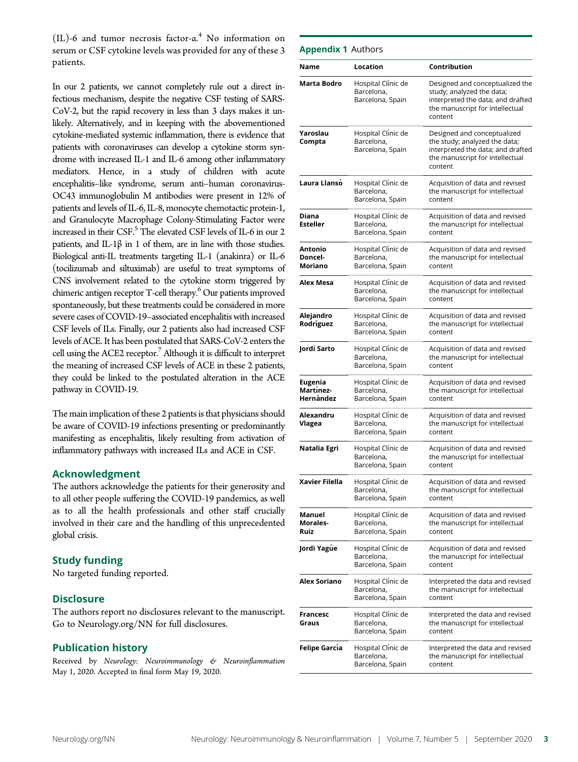(IL)-6 and tumor necrosis factor-α.[4] No information on serum or CSF cytokine levels was provided for any of these 3 patients.

In our 2 patients, we cannot completely rule out a direct infectious mechanism, despite the negative CSF testing of SARS-CoV-2, but the rapid recovery in less than 3 days makes it unlikely. Alternatively, and in keeping with the abovementioned cytokine-mediated systemic inflammation, there is evidence that patients with coronaviruses can develop a cytokine storm syndrome with increased IL-1 and IL-6 among other inflammatory mediators. Hence, in a study of children with acute encephalitis–like syndrome, serum anti–human coronavirus-OC43 immunoglobulin M antibodies were present in 12% of patients and levels of IL-6, IL-8, monocyte chemotactic protein-1, and Granulocyte Macrophage Colony-Stimulating Factor were increased in their CSF.[5] The elevated CSF levels of IL-6 in our 2 patients, and IL-1β in 1 of them, are in line with those studies. Biological anti-IL treatments targeting IL-1 (anakinra) or IL-6 (tocilizumab and siltuximab) are useful to treat symptoms of CNS involvement related to the cytokine storm triggered by chimeric antigen receptor T-cell therapy.[6] Our patients improved spontaneously, but these treatments could be considered in more severe cases of COVID-19–associated encephalitis with increased CSF levels of ILs. Finally, our 2 patients also had increased CSF levels of ACE. It has been postulated that SARS-CoV-2 enters the cell using the ACE2 receptor.[7] Although it is difficult to interpret the meaning of increased CSF levels of ACE in these 2 patients, they could be linked to the postulated alteration in the ACE pathway in COVID-19.

The main implication of these 2 patients is that physicians should be aware of COVID-19 infections presenting or predominantly manifesting as encephalitis, likely resulting from activation of inflammatory pathways with increased ILs and ACE in CSF.

## Acknowledgment

The authors acknowledge the patients for their generosity and to all other people suffering the COVID-19 pandemics, as well as to all the health professionals and other staff crucially involved in their care and the handling of this unprecedented global crisis.

## Study funding

No targeted funding reported.

## Disclosure

The authors report no disclosures relevant to the manuscript. Go to Neurology.org/NN for full disclosures.

## Publication history

Received by *Neurology: Neuroimmunology & Neuroinflammation* May 1, 2020. Accepted in final form May 19, 2020.

**Appendix 1** Authors

| Name | Location | Contribution |
|---|---|---|
| **Marta Bodro** | Hospital Clínic de Barcelona, Barcelona, Spain | Designed and conceptualized the study; analyzed the data; interpreted the data; and drafted the manuscript for intellectual content |
| **Yaroslau Compta** | Hospital Clínic de Barcelona, Barcelona, Spain | Designed and conceptualized the study; analyzed the data; interpreted the data; and drafted the manuscript for intellectual content |
| **Laura Llansó** | Hospital Clínic de Barcelona, Barcelona, Spain | Acquisition of data and revised the manuscript for intellectual content |
| **Diana Esteller** | Hospital Clínic de Barcelona, Barcelona, Spain | Acquisition of data and revised the manuscript for intellectual content |
| **Antonio Doncel-Moriano** | Hospital Clínic de Barcelona, Barcelona, Spain | Acquisition of data and revised the manuscript for intellectual content |
| **Alex Mesa** | Hospital Clínic de Barcelona, Barcelona, Spain | Acquisition of data and revised the manuscript for intellectual content |
| **Alejandro Rodríguez** | Hospital Clínic de Barcelona, Barcelona, Spain | Acquisition of data and revised the manuscript for intellectual content |
| **Jordi Sarto** | Hospital Clínic de Barcelona, Barcelona, Spain | Acquisition of data and revised the manuscript for intellectual content |
| **Eugenia Martínez-Hernández** | Hospital Clínic de Barcelona, Barcelona, Spain | Acquisition of data and revised the manuscript for intellectual content |
| **Alexandru Vlagea** | Hospital Clínic de Barcelona, Barcelona, Spain | Acquisition of data and revised the manuscript for intellectual content |
| **Natalia Egri** | Hospital Clínic de Barcelona, Barcelona, Spain | Acquisition of data and revised the manuscript for intellectual content |
| **Xavier Filella** | Hospital Clínic de Barcelona, Barcelona, Spain | Acquisition of data and revised the manuscript for intellectual content |
| **Manuel Morales-Ruiz** | Hospital Clínic de Barcelona, Barcelona, Spain | Acquisition of data and revised the manuscript for intellectual content |
| **Jordi Yagüe** | Hospital Clínic de Barcelona, Barcelona, Spain | Acquisition of data and revised the manuscript for intellectual content |
| **Alex Soriano** | Hospital Clínic de Barcelona, Barcelona, Spain | Interpreted the data and revised the manuscript for intellectual content |
| **Francesc Graus** | Hospital Clínic de Barcelona, Barcelona, Spain | Interpreted the data and revised the manuscript for intellectual content |
| **Felipe García** | Hospital Clínic de Barcelona, Barcelona, Spain | Interpreted the data and revised the manuscript for intellectual content |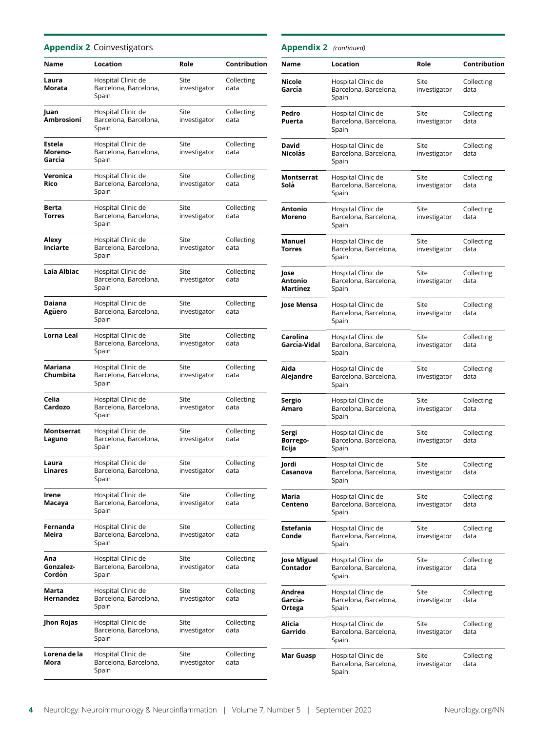## Appendix 2 Coinvestigators

| Name | Location | Role | Contribution |
|---|---|---|---|
| Laura Morata | Hospital Clinic de Barcelona, Barcelona, Spain | Site investigator | Collecting data |
| Juan Ambrosioni | Hospital Clinic de Barcelona, Barcelona, Spain | Site investigator | Collecting data |
| Estela Moreno-García | Hospital Clinic de Barcelona, Barcelona, Spain | Site investigator | Collecting data |
| Veronica Rico | Hospital Clinic de Barcelona, Barcelona, Spain | Site investigator | Collecting data |
| Berta Torres | Hospital Clinic de Barcelona, Barcelona, Spain | Site investigator | Collecting data |
| Alexy Inciarte | Hospital Clinic de Barcelona, Barcelona, Spain | Site investigator | Collecting data |
| Laia Albiac | Hospital Clinic de Barcelona, Barcelona, Spain | Site investigator | Collecting data |
| Daiana Agüero | Hospital Clinic de Barcelona, Barcelona, Spain | Site investigator | Collecting data |
| Lorna Leal | Hospital Clinic de Barcelona, Barcelona, Spain | Site investigator | Collecting data |
| Mariana Chumbita | Hospital Clinic de Barcelona, Barcelona, Spain | Site investigator | Collecting data |
| Celia Cardozo | Hospital Clinic de Barcelona, Barcelona, Spain | Site investigator | Collecting data |
| Montserrat Laguno | Hospital Clinic de Barcelona, Barcelona, Spain | Site investigator | Collecting data |
| Laura Linares | Hospital Clinic de Barcelona, Barcelona, Spain | Site investigator | Collecting data |
| Irene Macaya | Hospital Clinic de Barcelona, Barcelona, Spain | Site investigator | Collecting data |
| Fernanda Meira | Hospital Clinic de Barcelona, Barcelona, Spain | Site investigator | Collecting data |
| Ana Gonzalez-Cordón | Hospital Clinic de Barcelona, Barcelona, Spain | Site investigator | Collecting data |
| Marta Hernandez | Hospital Clinic de Barcelona, Barcelona, Spain | Site investigator | Collecting data |
| Jhon Rojas | Hospital Clinic de Barcelona, Barcelona, Spain | Site investigator | Collecting data |
| Lorena de la Mora | Hospital Clinic de Barcelona, Barcelona, Spain | Site investigator | Collecting data |
| Nicole García | Hospital Clinic de Barcelona, Barcelona, Spain | Site investigator | Collecting data |
| Pedro Puerta | Hospital Clinic de Barcelona, Barcelona, Spain | Site investigator | Collecting data |
| David Nicolás | Hospital Clinic de Barcelona, Barcelona, Spain | Site investigator | Collecting data |
| Montserrat Solá | Hospital Clinic de Barcelona, Barcelona, Spain | Site investigator | Collecting data |
| Antonio Moreno | Hospital Clinic de Barcelona, Barcelona, Spain | Site investigator | Collecting data |
| Manuel Torres | Hospital Clinic de Barcelona, Barcelona, Spain | Site investigator | Collecting data |
| Jose Antonio Martínez | Hospital Clinic de Barcelona, Barcelona, Spain | Site investigator | Collecting data |
| Jose Mensa | Hospital Clinic de Barcelona, Barcelona, Spain | Site investigator | Collecting data |
| Carolina García-Vidal | Hospital Clinic de Barcelona, Barcelona, Spain | Site investigator | Collecting data |
| Aida Alejandre | Hospital Clinic de Barcelona, Barcelona, Spain | Site investigator | Collecting data |
| Sergio Amaro | Hospital Clinic de Barcelona, Barcelona, Spain | Site investigator | Collecting data |
| Sergi Borrego-Ecija | Hospital Clinic de Barcelona, Barcelona, Spain | Site investigator | Collecting data |
| Jordi Casanova | Hospital Clinic de Barcelona, Barcelona, Spain | Site investigator | Collecting data |
| Maria Centeno | Hospital Clinic de Barcelona, Barcelona, Spain | Site investigator | Collecting data |
| Estefania Conde | Hospital Clinic de Barcelona, Barcelona, Spain | Site investigator | Collecting data |
| Jose Miguel Contador | Hospital Clinic de Barcelona, Barcelona, Spain | Site investigator | Collecting data |
| Andrea García-Ortega | Hospital Clinic de Barcelona, Barcelona, Spain | Site investigator | Collecting data |
| Alicia Garrido | Hospital Clinic de Barcelona, Barcelona, Spain | Site investigator | Collecting data |
| Mar Guasp | Hospital Clinic de Barcelona, Barcelona, Spain | Site investigator | Collecting data |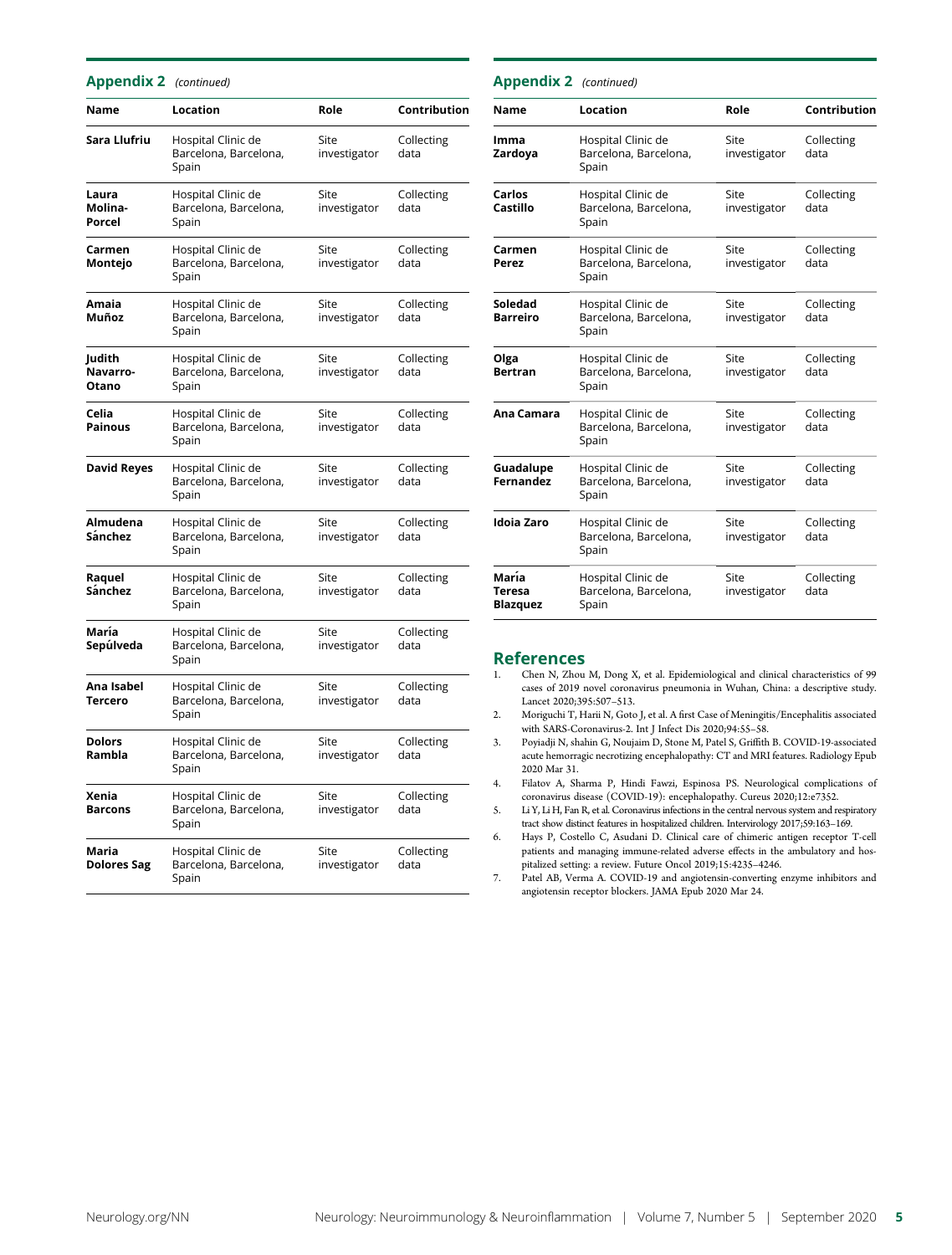## Appendix 2 *(continued)*

| Name | Location | Role | Contribution |
|---|---|---|---|
| **Sara Llufriu** | Hospital Clinic de Barcelona, Barcelona, Spain | Site investigator | Collecting data |
| **Laura Molina-Porcel** | Hospital Clinic de Barcelona, Barcelona, Spain | Site investigator | Collecting data |
| **Carmen Montejo** | Hospital Clinic de Barcelona, Barcelona, Spain | Site investigator | Collecting data |
| **Amaia Muñoz** | Hospital Clinic de Barcelona, Barcelona, Spain | Site investigator | Collecting data |
| **Judith Navarro-Otano** | Hospital Clinic de Barcelona, Barcelona, Spain | Site investigator | Collecting data |
| **Celia Painous** | Hospital Clinic de Barcelona, Barcelona, Spain | Site investigator | Collecting data |
| **David Reyes** | Hospital Clinic de Barcelona, Barcelona, Spain | Site investigator | Collecting data |
| **Almudena Sánchez** | Hospital Clinic de Barcelona, Barcelona, Spain | Site investigator | Collecting data |
| **Raquel Sánchez** | Hospital Clinic de Barcelona, Barcelona, Spain | Site investigator | Collecting data |
| **María Sepúlveda** | Hospital Clinic de Barcelona, Barcelona, Spain | Site investigator | Collecting data |
| **Ana Isabel Tercero** | Hospital Clinic de Barcelona, Barcelona, Spain | Site investigator | Collecting data |
| **Dolors Rambla** | Hospital Clinic de Barcelona, Barcelona, Spain | Site investigator | Collecting data |
| **Xenia Barcons** | Hospital Clinic de Barcelona, Barcelona, Spain | Site investigator | Collecting data |
| **Maria Dolores Sag** | Hospital Clinic de Barcelona, Barcelona, Spain | Site investigator | Collecting data |

## Appendix 2 *(continued)*

| Name | Location | Role | Contribution |
|---|---|---|---|
| **Imma Zardoya** | Hospital Clinic de Barcelona, Barcelona, Spain | Site investigator | Collecting data |
| **Carlos Castillo** | Hospital Clinic de Barcelona, Barcelona, Spain | Site investigator | Collecting data |
| **Carmen Perez** | Hospital Clinic de Barcelona, Barcelona, Spain | Site investigator | Collecting data |
| **Soledad Barreiro** | Hospital Clinic de Barcelona, Barcelona, Spain | Site investigator | Collecting data |
| **Olga Bertran** | Hospital Clinic de Barcelona, Barcelona, Spain | Site investigator | Collecting data |
| **Ana Camara** | Hospital Clinic de Barcelona, Barcelona, Spain | Site investigator | Collecting data |
| **Guadalupe Fernandez** | Hospital Clinic de Barcelona, Barcelona, Spain | Site investigator | Collecting data |
| **Idoia Zaro** | Hospital Clinic de Barcelona, Barcelona, Spain | Site investigator | Collecting data |
| **María Teresa Blazquez** | Hospital Clinic de Barcelona, Barcelona, Spain | Site investigator | Collecting data |

## References

1. Chen N, Zhou M, Dong X, et al. Epidemiological and clinical characteristics of 99 cases of 2019 novel coronavirus pneumonia in Wuhan, China: a descriptive study. Lancet 2020;395:507–513.
2. Moriguchi T, Harii N, Goto J, et al. A first Case of Meningitis/Encephalitis associated with SARS-Coronavirus-2. Int J Infect Dis 2020;94:55–58.
3. Poyiadji N, shahin G, Noujaim D, Stone M, Patel S, Griffith B. COVID-19-associated acute hemorragic necrotizing encephalopathy: CT and MRI features. Radiology Epub 2020 Mar 31.
4. Filatov A, Sharma P, Hindi Fawzi, Espinosa PS. Neurological complications of coronavirus disease (COVID-19): encephalopathy. Cureus 2020;12:e7352.
5. Li Y, Li H, Fan R, et al. Coronavirus infections in the central nervous system and respiratory tract show distinct features in hospitalized children. Intervirology 2017;59:163–169.
6. Hays P, Costello C, Asudani D. Clinical care of chimeric antigen receptor T-cell patients and managing immune-related adverse effects in the ambulatory and hospitalized setting: a review. Future Oncol 2019;15:4235–4246.
7. Patel AB, Verma A. COVID-19 and angiotensin-converting enzyme inhibitors and angiotensin receptor blockers. JAMA Epub 2020 Mar 24.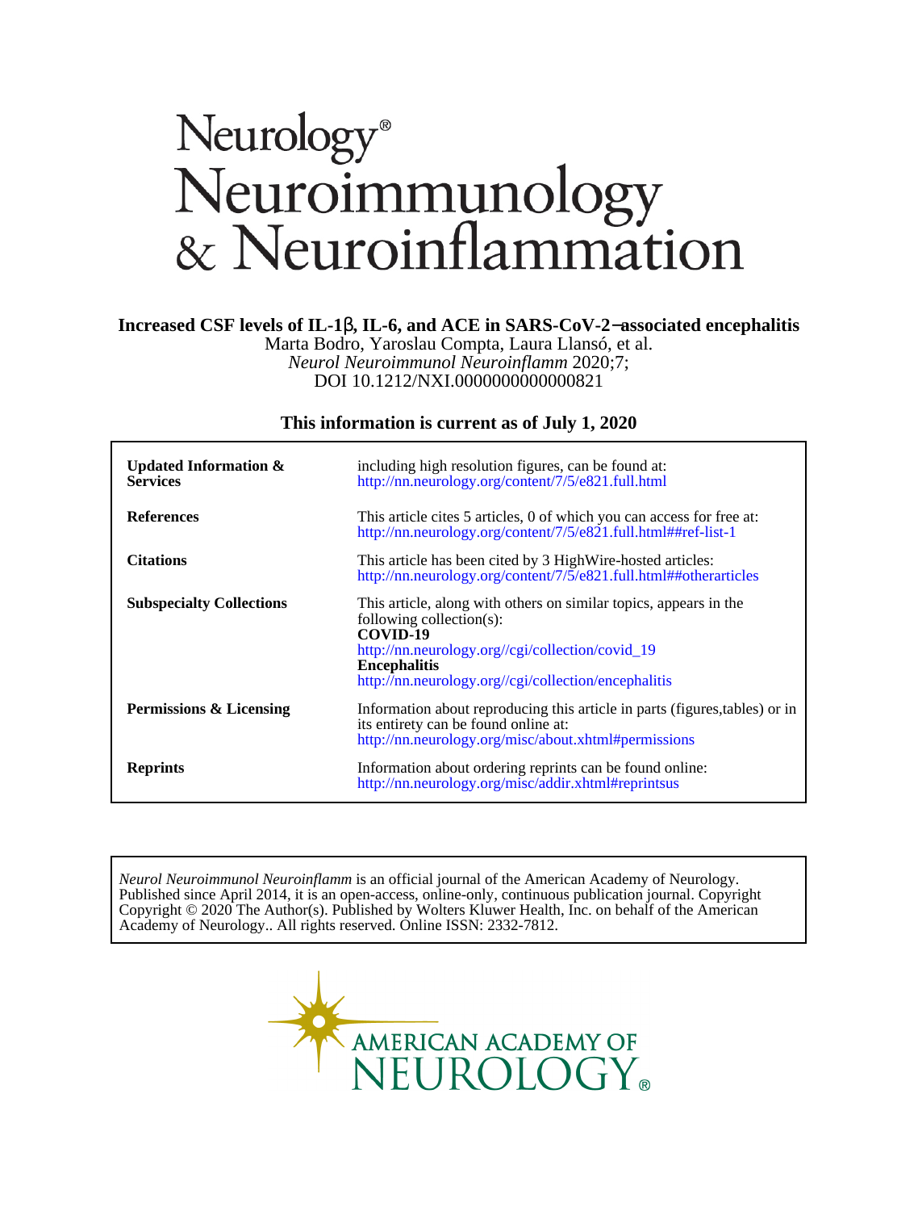# Neurology® Neuroimmunology & Neuroinflammation

**Increased CSF levels of IL-1β, IL-6, and ACE in SARS-CoV-2−associated encephalitis**

Marta Bodro, Yaroslau Compta, Laura Llansó, et al.

*Neurol Neuroimmunol Neuroinflamm* 2020;7;

DOI 10.1212/NXI.0000000000000821

**This information is current as of July 1, 2020**

| | |
|---|---|
| **Updated Information & Services** | including high resolution figures, can be found at: http://nn.neurology.org/content/7/5/e821.full.html |
| **References** | This article cites 5 articles, 0 of which you can access for free at: http://nn.neurology.org/content/7/5/e821.full.html##ref-list-1 |
| **Citations** | This article has been cited by 3 HighWire-hosted articles: http://nn.neurology.org/content/7/5/e821.full.html##otherarticles |
| **Subspecialty Collections** | This article, along with others on similar topics, appears in the following collection(s): **COVID-19** http://nn.neurology.org//cgi/collection/covid_19 **Encephalitis** http://nn.neurology.org//cgi/collection/encephalitis |
| **Permissions & Licensing** | Information about reproducing this article in parts (figures,tables) or in its entirety can be found online at: http://nn.neurology.org/misc/about.xhtml#permissions |
| **Reprints** | Information about ordering reprints can be found online: http://nn.neurology.org/misc/addir.xhtml#reprintsus |

*Neurol Neuroimmunol Neuroinflamm* is an official journal of the American Academy of Neurology. Published since April 2014, it is an open-access, online-only, continuous publication journal. Copyright Copyright © 2020 The Author(s). Published by Wolters Kluwer Health, Inc. on behalf of the American Academy of Neurology.. All rights reserved. Online ISSN: 2332-7812.

AMERICAN ACADEMY OF NEUROLOGY®